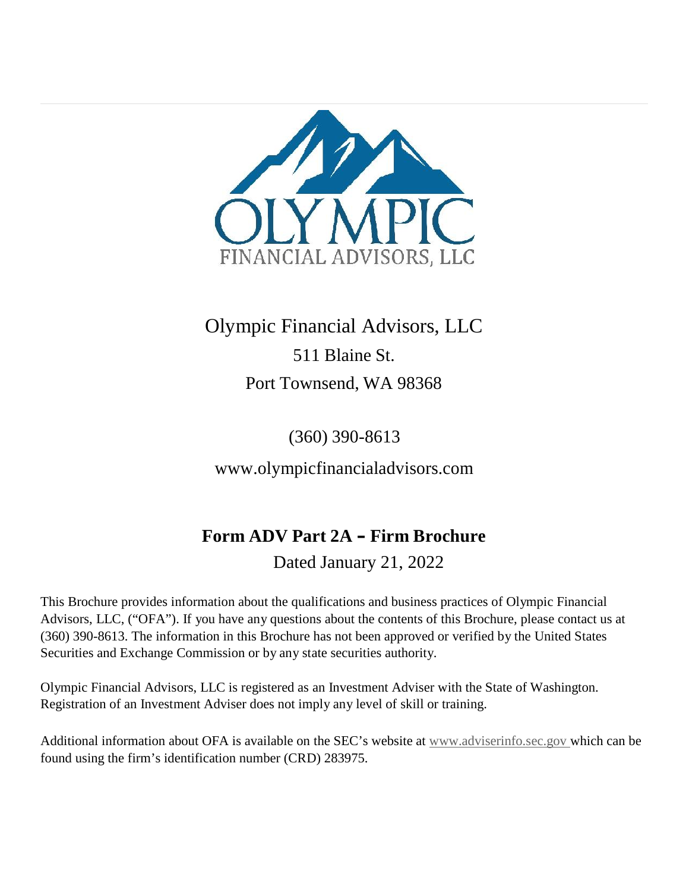Olympic Financial Advisors, LLC

511 Blaine St.

Port Townsend, WA 98368

(360) 390-8613

www.olympicfinancialadvisors.com

# Form ADV Part 2A – Firm Brochure

Dated January 21, 2022

This Brochure provides information about the qualifications and business practices of Olympic Financial Advisors, LLC, ("OFA"). If you have any questions about the contents of this Brochure, please contact us at (360) 390-8613. The information in this Brochure has not been approved or verified by the United States Securities and Exchange Commission or by any state securities authority.

Olympic Financial Advisors, LLC is registered as an Investment Adviser with the State of Washington. Registration of an Investment Adviser does not imply any level of skill or training.

Additional information about OFA is available on the SEC's website at www.adviserinfo.sec.gov which can be found using the firm's identification number (CRD) 283975.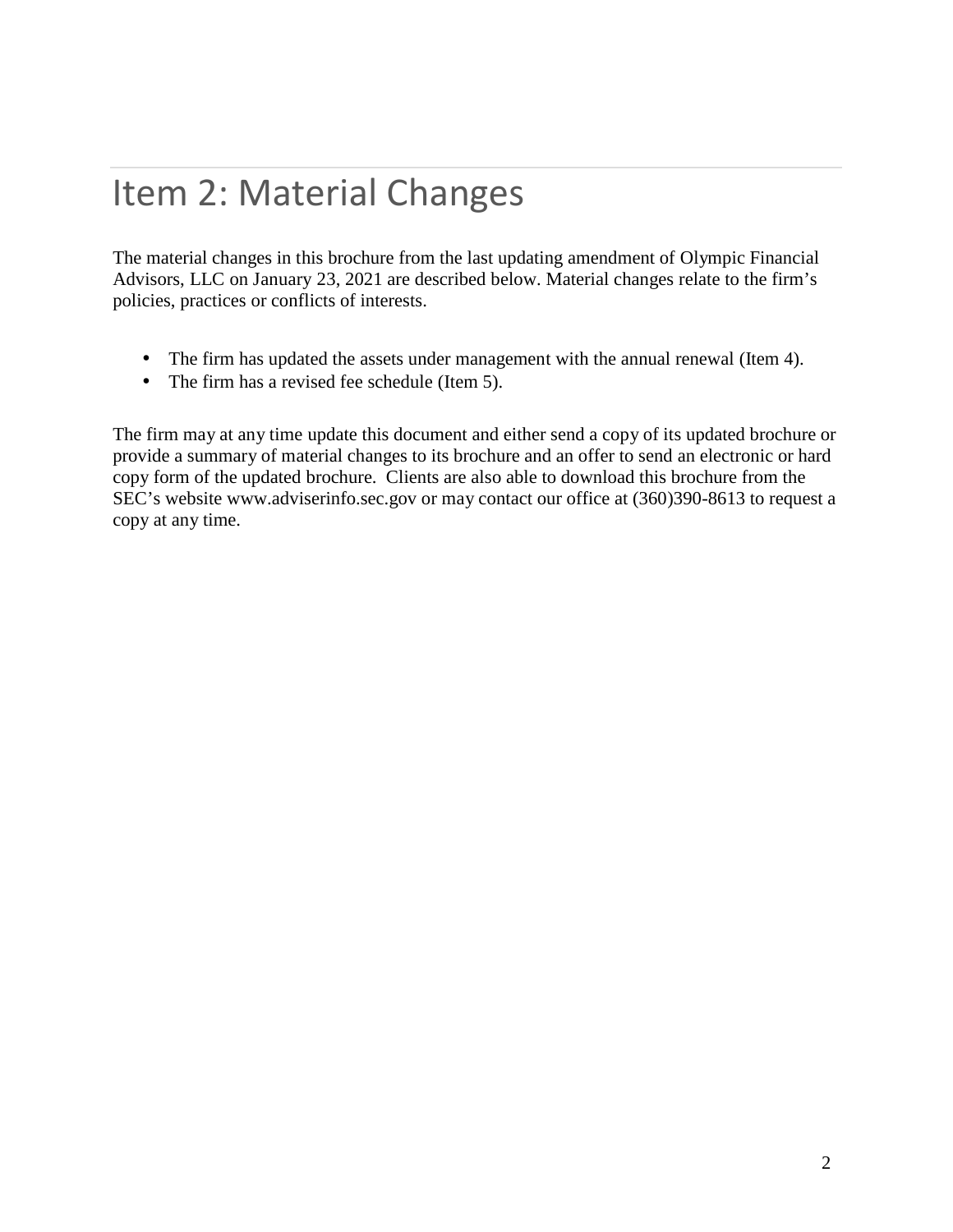# Item 2: Material Changes

The material changes in this brochure from the last updating amendment of Olympic Financial Advisors, LLC on January 23, 2021 are described below. Material changes relate to the firm's policies, practices or conflicts of interests.

- The firm has updated the assets under management with the annual renewal (Item 4).
- The firm has a revised fee schedule (Item 5).

The firm may at any time update this document and either send a copy of its updated brochure or provide a summary of material changes to its brochure and an offer to send an electronic or hard copy form of the updated brochure. Clients are also able to download this brochure from the SEC's website www.adviserinfo.sec.gov or may contact our office at (360)390-8613 to request a copy at any time.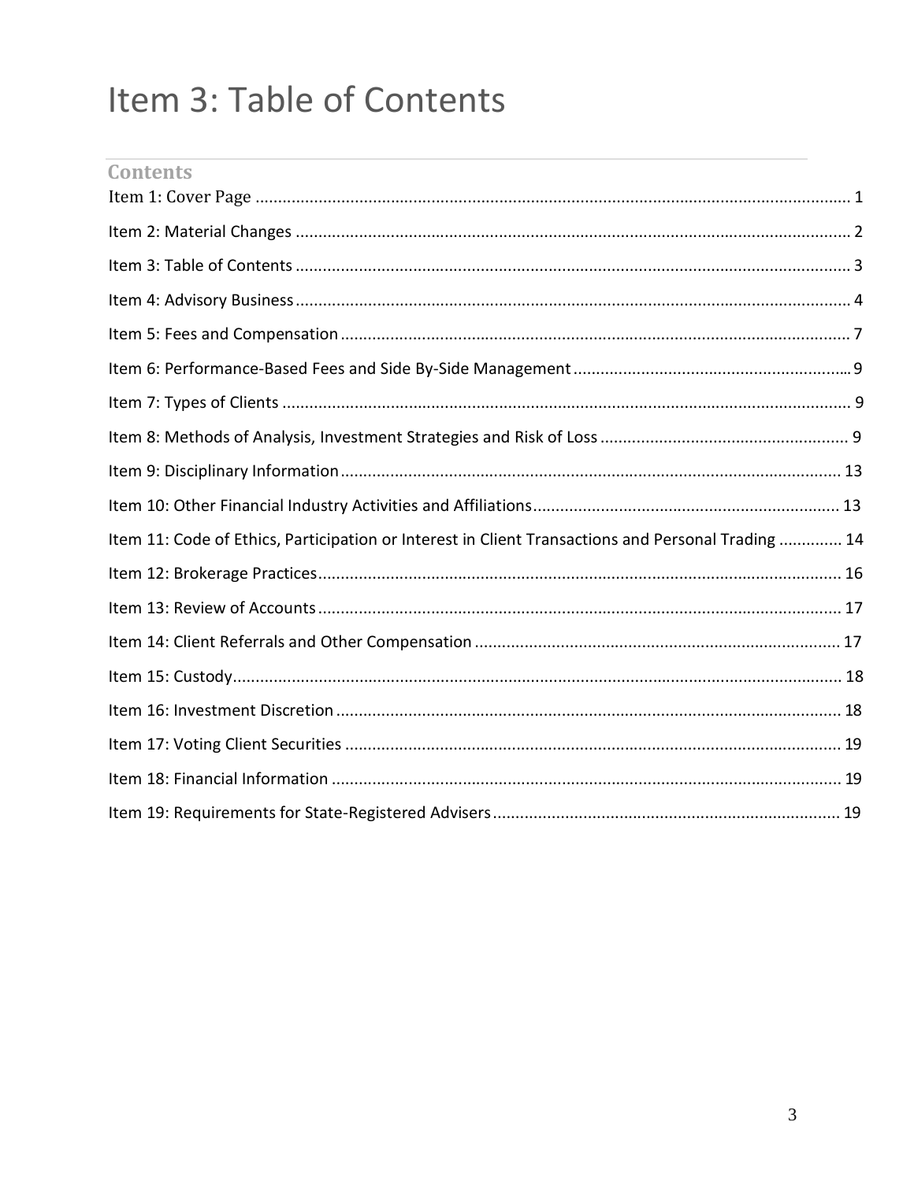# Item 3: Table of Contents

## Contents

Item 1: Cover Page ............................................................................................................................ 1

Item 2: Material Changes ................................................................................................................ 2

Item 3: Table of Contents ................................................................................................................ 3

Item 4: Advisory Business ................................................................................................................ 4

Item 5: Fees and Compensation ...................................................................................................... 7

Item 6: Performance-Based Fees and Side By-Side Management .................................................... 9

Item 7: Types of Clients ................................................................................................................... 9

Item 8: Methods of Analysis, Investment Strategies and Risk of Loss .............................................. 9

Item 9: Disciplinary Information .................................................................................................... 13

Item 10: Other Financial Industry Activities and Affiliations .......................................................... 13

Item 11: Code of Ethics, Participation or Interest in Client Transactions and Personal Trading ............. 14

Item 12: Brokerage Practices .......................................................................................................... 16

Item 13: Review of Accounts .......................................................................................................... 17

Item 14: Client Referrals and Other Compensation ........................................................................ 17

Item 15: Custody ............................................................................................................................ 18

Item 16: Investment Discretion ...................................................................................................... 18

Item 17: Voting Client Securities .................................................................................................... 19

Item 18: Financial Information ....................................................................................................... 19

Item 19: Requirements for State-Registered Advisers .................................................................... 19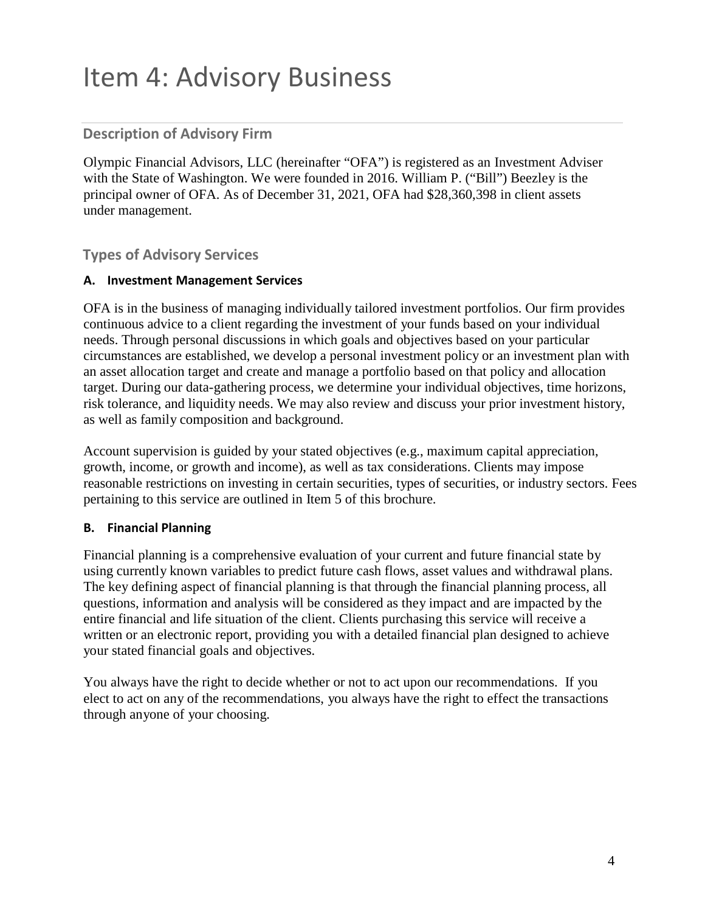# Item 4: Advisory Business

## Description of Advisory Firm

Olympic Financial Advisors, LLC (hereinafter "OFA") is registered as an Investment Adviser with the State of Washington. We were founded in 2016. William P. ("Bill") Beezley is the principal owner of OFA. As of December 31, 2021, OFA had $28,360,398 in client assets under management.

## Types of Advisory Services

### A. Investment Management Services

OFA is in the business of managing individually tailored investment portfolios. Our firm provides continuous advice to a client regarding the investment of your funds based on your individual needs. Through personal discussions in which goals and objectives based on your particular circumstances are established, we develop a personal investment policy or an investment plan with an asset allocation target and create and manage a portfolio based on that policy and allocation target. During our data-gathering process, we determine your individual objectives, time horizons, risk tolerance, and liquidity needs. We may also review and discuss your prior investment history, as well as family composition and background.

Account supervision is guided by your stated objectives (e.g., maximum capital appreciation, growth, income, or growth and income), as well as tax considerations. Clients may impose reasonable restrictions on investing in certain securities, types of securities, or industry sectors. Fees pertaining to this service are outlined in Item 5 of this brochure.

### B. Financial Planning

Financial planning is a comprehensive evaluation of your current and future financial state by using currently known variables to predict future cash flows, asset values and withdrawal plans. The key defining aspect of financial planning is that through the financial planning process, all questions, information and analysis will be considered as they impact and are impacted by the entire financial and life situation of the client. Clients purchasing this service will receive a written or an electronic report, providing you with a detailed financial plan designed to achieve your stated financial goals and objectives.

You always have the right to decide whether or not to act upon our recommendations. If you elect to act on any of the recommendations, you always have the right to effect the transactions through anyone of your choosing.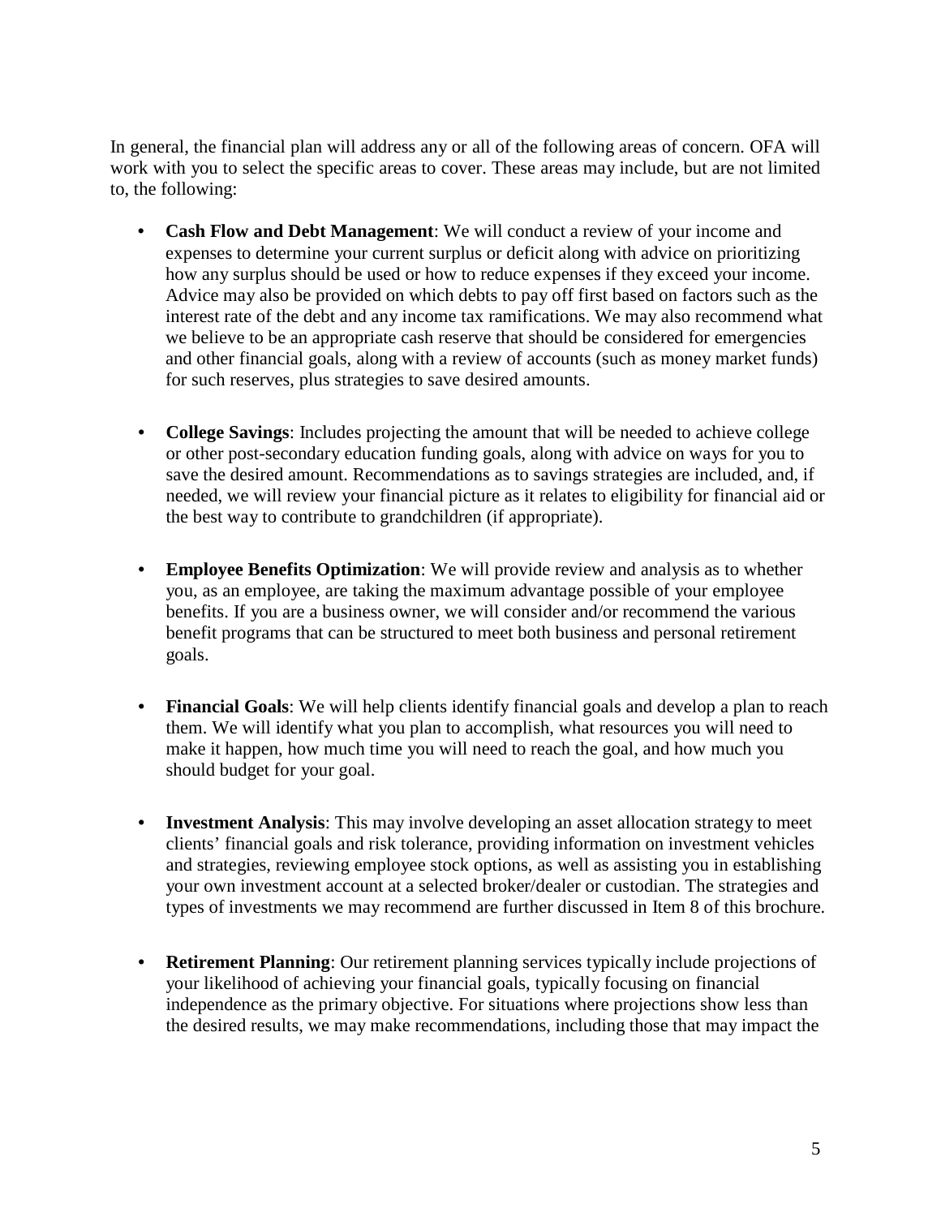In general, the financial plan will address any or all of the following areas of concern. OFA will work with you to select the specific areas to cover. These areas may include, but are not limited to, the following:

- **Cash Flow and Debt Management**: We will conduct a review of your income and expenses to determine your current surplus or deficit along with advice on prioritizing how any surplus should be used or how to reduce expenses if they exceed your income. Advice may also be provided on which debts to pay off first based on factors such as the interest rate of the debt and any income tax ramifications. We may also recommend what we believe to be an appropriate cash reserve that should be considered for emergencies and other financial goals, along with a review of accounts (such as money market funds) for such reserves, plus strategies to save desired amounts.

- **College Savings**: Includes projecting the amount that will be needed to achieve college or other post-secondary education funding goals, along with advice on ways for you to save the desired amount. Recommendations as to savings strategies are included, and, if needed, we will review your financial picture as it relates to eligibility for financial aid or the best way to contribute to grandchildren (if appropriate).

- **Employee Benefits Optimization**: We will provide review and analysis as to whether you, as an employee, are taking the maximum advantage possible of your employee benefits. If you are a business owner, we will consider and/or recommend the various benefit programs that can be structured to meet both business and personal retirement goals.

- **Financial Goals**: We will help clients identify financial goals and develop a plan to reach them. We will identify what you plan to accomplish, what resources you will need to make it happen, how much time you will need to reach the goal, and how much you should budget for your goal.

- **Investment Analysis**: This may involve developing an asset allocation strategy to meet clients' financial goals and risk tolerance, providing information on investment vehicles and strategies, reviewing employee stock options, as well as assisting you in establishing your own investment account at a selected broker/dealer or custodian. The strategies and types of investments we may recommend are further discussed in Item 8 of this brochure.

- **Retirement Planning**: Our retirement planning services typically include projections of your likelihood of achieving your financial goals, typically focusing on financial independence as the primary objective. For situations where projections show less than the desired results, we may make recommendations, including those that may impact the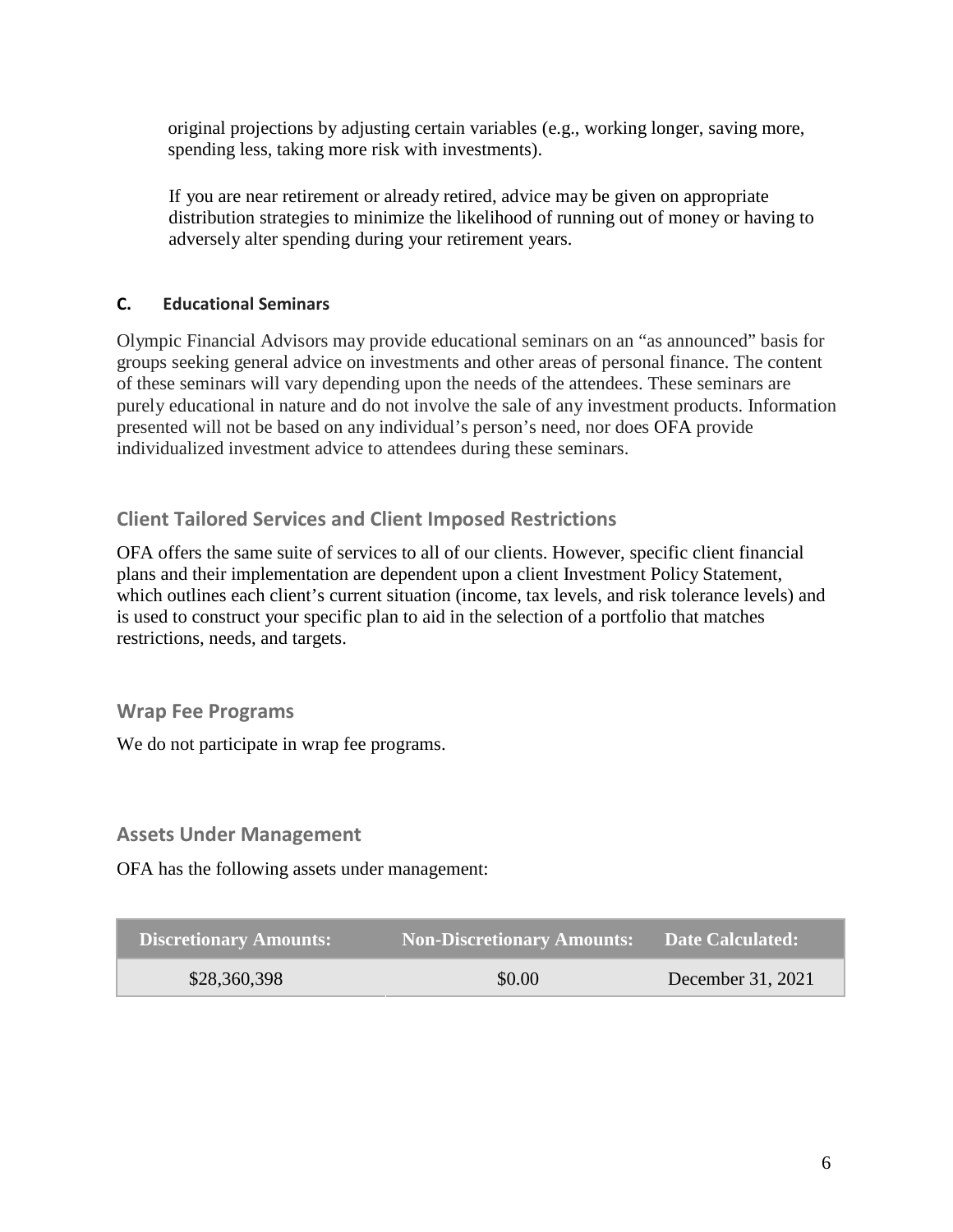original projections by adjusting certain variables (e.g., working longer, saving more, spending less, taking more risk with investments).

If you are near retirement or already retired, advice may be given on appropriate distribution strategies to minimize the likelihood of running out of money or having to adversely alter spending during your retirement years.

### C. Educational Seminars

Olympic Financial Advisors may provide educational seminars on an "as announced" basis for groups seeking general advice on investments and other areas of personal finance. The content of these seminars will vary depending upon the needs of the attendees. These seminars are purely educational in nature and do not involve the sale of any investment products. Information presented will not be based on any individual's person's need, nor does OFA provide individualized investment advice to attendees during these seminars.

## Client Tailored Services and Client Imposed Restrictions

OFA offers the same suite of services to all of our clients. However, specific client financial plans and their implementation are dependent upon a client Investment Policy Statement, which outlines each client's current situation (income, tax levels, and risk tolerance levels) and is used to construct your specific plan to aid in the selection of a portfolio that matches restrictions, needs, and targets.

## Wrap Fee Programs

We do not participate in wrap fee programs.

## Assets Under Management

OFA has the following assets under management:

| Discretionary Amounts: | Non-Discretionary Amounts: | Date Calculated: |
|---|---|---|
| $28,360,398 | $0.00 | December 31, 2021 |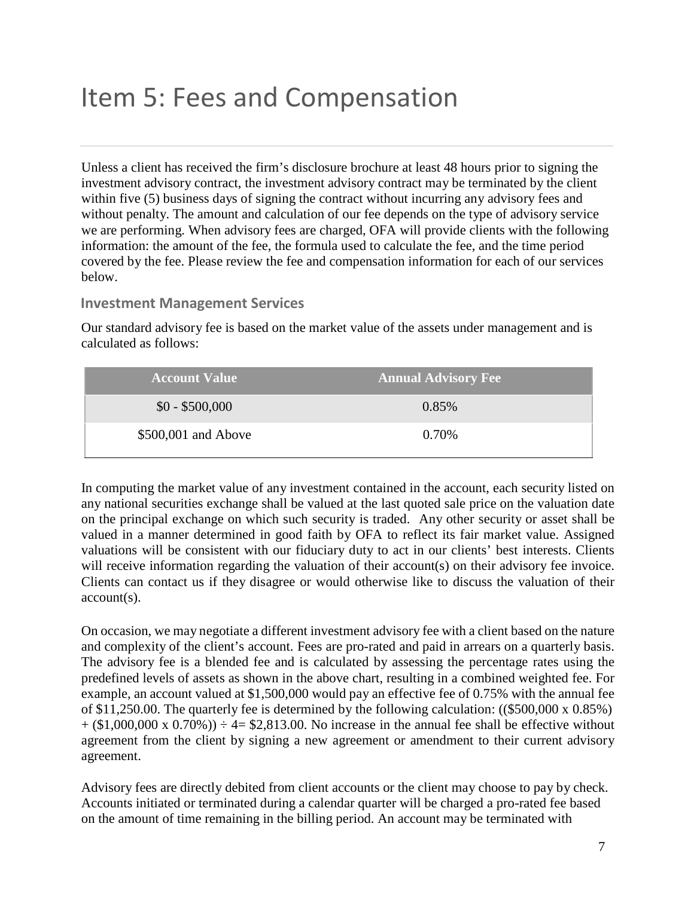# Item 5: Fees and Compensation

Unless a client has received the firm's disclosure brochure at least 48 hours prior to signing the investment advisory contract, the investment advisory contract may be terminated by the client within five (5) business days of signing the contract without incurring any advisory fees and without penalty. The amount and calculation of our fee depends on the type of advisory service we are performing. When advisory fees are charged, OFA will provide clients with the following information: the amount of the fee, the formula used to calculate the fee, and the time period covered by the fee. Please review the fee and compensation information for each of our services below.

### Investment Management Services

Our standard advisory fee is based on the market value of the assets under management and is calculated as follows:

| Account Value | Annual Advisory Fee |
|---|---|
| $0 - $500,000 | 0.85% |
| $500,001 and Above | 0.70% |

In computing the market value of any investment contained in the account, each security listed on any national securities exchange shall be valued at the last quoted sale price on the valuation date on the principal exchange on which such security is traded. Any other security or asset shall be valued in a manner determined in good faith by OFA to reflect its fair market value. Assigned valuations will be consistent with our fiduciary duty to act in our clients' best interests. Clients will receive information regarding the valuation of their account(s) on their advisory fee invoice. Clients can contact us if they disagree or would otherwise like to discuss the valuation of their account(s).

On occasion, we may negotiate a different investment advisory fee with a client based on the nature and complexity of the client's account. Fees are pro-rated and paid in arrears on a quarterly basis. The advisory fee is a blended fee and is calculated by assessing the percentage rates using the predefined levels of assets as shown in the above chart, resulting in a combined weighted fee. For example, an account valued at $1,500,000 would pay an effective fee of 0.75% with the annual fee of $11,250.00. The quarterly fee is determined by the following calculation: (($500,000 x 0.85%) + ($1,000,000 x 0.70%)) ÷ 4= $2,813.00. No increase in the annual fee shall be effective without agreement from the client by signing a new agreement or amendment to their current advisory agreement.

Advisory fees are directly debited from client accounts or the client may choose to pay by check. Accounts initiated or terminated during a calendar quarter will be charged a pro-rated fee based on the amount of time remaining in the billing period. An account may be terminated with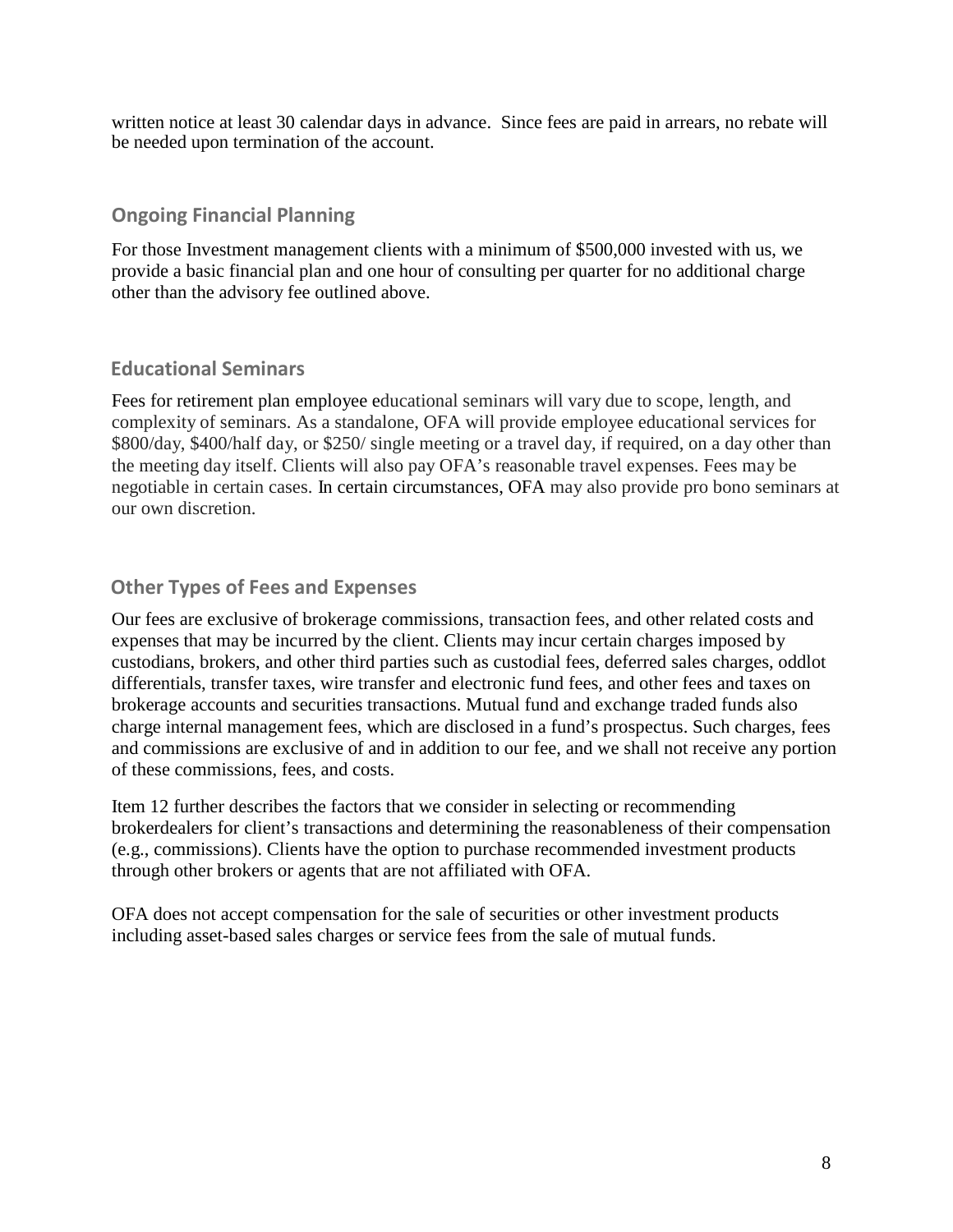written notice at least 30 calendar days in advance. Since fees are paid in arrears, no rebate will be needed upon termination of the account.

## Ongoing Financial Planning

For those Investment management clients with a minimum of $500,000 invested with us, we provide a basic financial plan and one hour of consulting per quarter for no additional charge other than the advisory fee outlined above.

## Educational Seminars

Fees for retirement plan employee educational seminars will vary due to scope, length, and complexity of seminars. As a standalone, OFA will provide employee educational services for $800/day, $400/half day, or $250/ single meeting or a travel day, if required, on a day other than the meeting day itself. Clients will also pay OFA's reasonable travel expenses. Fees may be negotiable in certain cases. In certain circumstances, OFA may also provide pro bono seminars at our own discretion.

## Other Types of Fees and Expenses

Our fees are exclusive of brokerage commissions, transaction fees, and other related costs and expenses that may be incurred by the client. Clients may incur certain charges imposed by custodians, brokers, and other third parties such as custodial fees, deferred sales charges, oddlot differentials, transfer taxes, wire transfer and electronic fund fees, and other fees and taxes on brokerage accounts and securities transactions. Mutual fund and exchange traded funds also charge internal management fees, which are disclosed in a fund's prospectus. Such charges, fees and commissions are exclusive of and in addition to our fee, and we shall not receive any portion of these commissions, fees, and costs.

Item 12 further describes the factors that we consider in selecting or recommending brokerdealers for client's transactions and determining the reasonableness of their compensation (e.g., commissions). Clients have the option to purchase recommended investment products through other brokers or agents that are not affiliated with OFA.

OFA does not accept compensation for the sale of securities or other investment products including asset-based sales charges or service fees from the sale of mutual funds.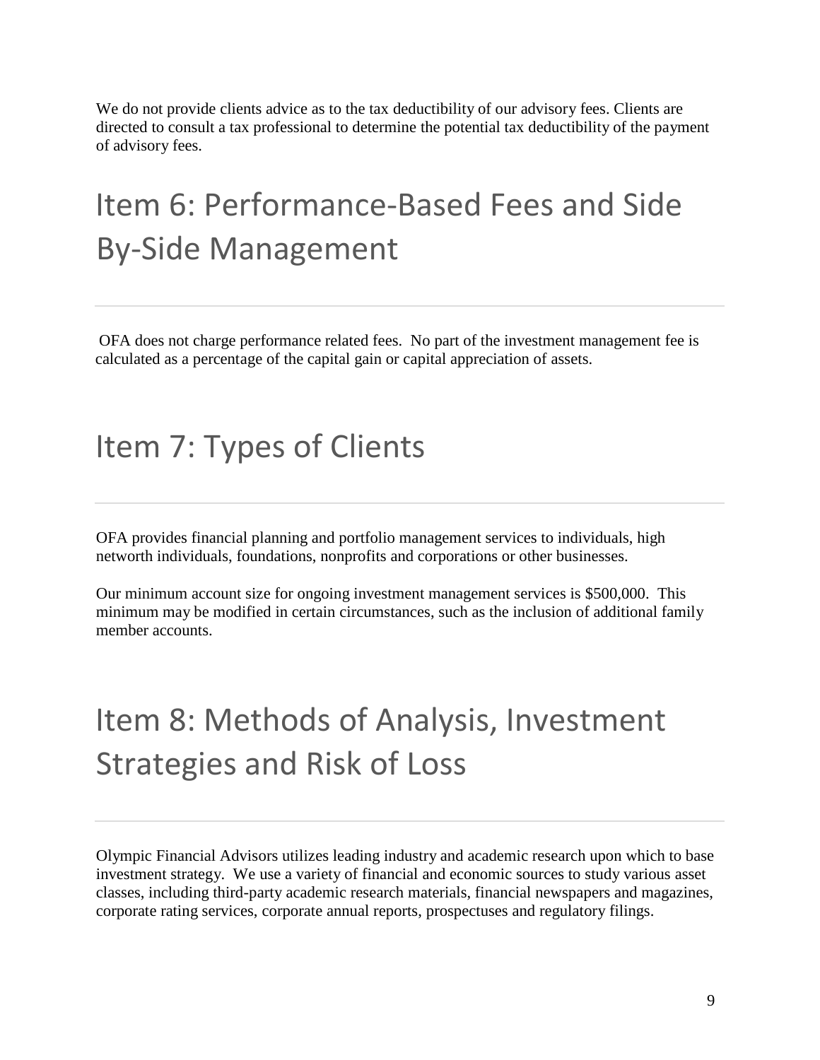We do not provide clients advice as to the tax deductibility of our advisory fees. Clients are directed to consult a tax professional to determine the potential tax deductibility of the payment of advisory fees.

# Item 6: Performance-Based Fees and Side By-Side Management

OFA does not charge performance related fees. No part of the investment management fee is calculated as a percentage of the capital gain or capital appreciation of assets.

# Item 7: Types of Clients

OFA provides financial planning and portfolio management services to individuals, high networth individuals, foundations, nonprofits and corporations or other businesses.

Our minimum account size for ongoing investment management services is $500,000. This minimum may be modified in certain circumstances, such as the inclusion of additional family member accounts.

# Item 8: Methods of Analysis, Investment Strategies and Risk of Loss

Olympic Financial Advisors utilizes leading industry and academic research upon which to base investment strategy. We use a variety of financial and economic sources to study various asset classes, including third-party academic research materials, financial newspapers and magazines, corporate rating services, corporate annual reports, prospectuses and regulatory filings.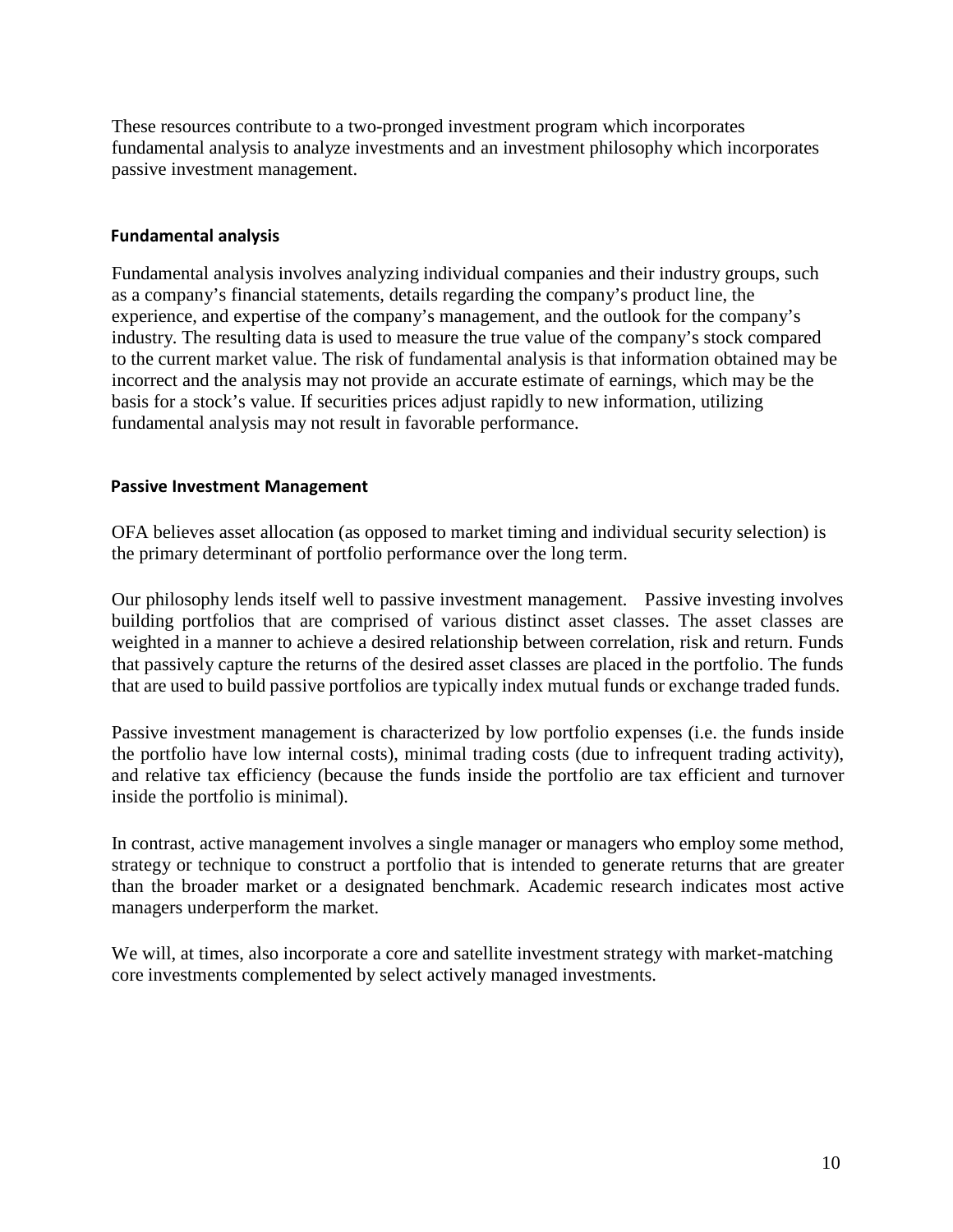These resources contribute to a two-pronged investment program which incorporates fundamental analysis to analyze investments and an investment philosophy which incorporates passive investment management.

### Fundamental analysis

Fundamental analysis involves analyzing individual companies and their industry groups, such as a company's financial statements, details regarding the company's product line, the experience, and expertise of the company's management, and the outlook for the company's industry. The resulting data is used to measure the true value of the company's stock compared to the current market value. The risk of fundamental analysis is that information obtained may be incorrect and the analysis may not provide an accurate estimate of earnings, which may be the basis for a stock's value. If securities prices adjust rapidly to new information, utilizing fundamental analysis may not result in favorable performance.

### Passive Investment Management

OFA believes asset allocation (as opposed to market timing and individual security selection) is the primary determinant of portfolio performance over the long term.

Our philosophy lends itself well to passive investment management. Passive investing involves building portfolios that are comprised of various distinct asset classes. The asset classes are weighted in a manner to achieve a desired relationship between correlation, risk and return. Funds that passively capture the returns of the desired asset classes are placed in the portfolio. The funds that are used to build passive portfolios are typically index mutual funds or exchange traded funds.

Passive investment management is characterized by low portfolio expenses (i.e. the funds inside the portfolio have low internal costs), minimal trading costs (due to infrequent trading activity), and relative tax efficiency (because the funds inside the portfolio are tax efficient and turnover inside the portfolio is minimal).

In contrast, active management involves a single manager or managers who employ some method, strategy or technique to construct a portfolio that is intended to generate returns that are greater than the broader market or a designated benchmark. Academic research indicates most active managers underperform the market.

We will, at times, also incorporate a core and satellite investment strategy with market-matching core investments complemented by select actively managed investments.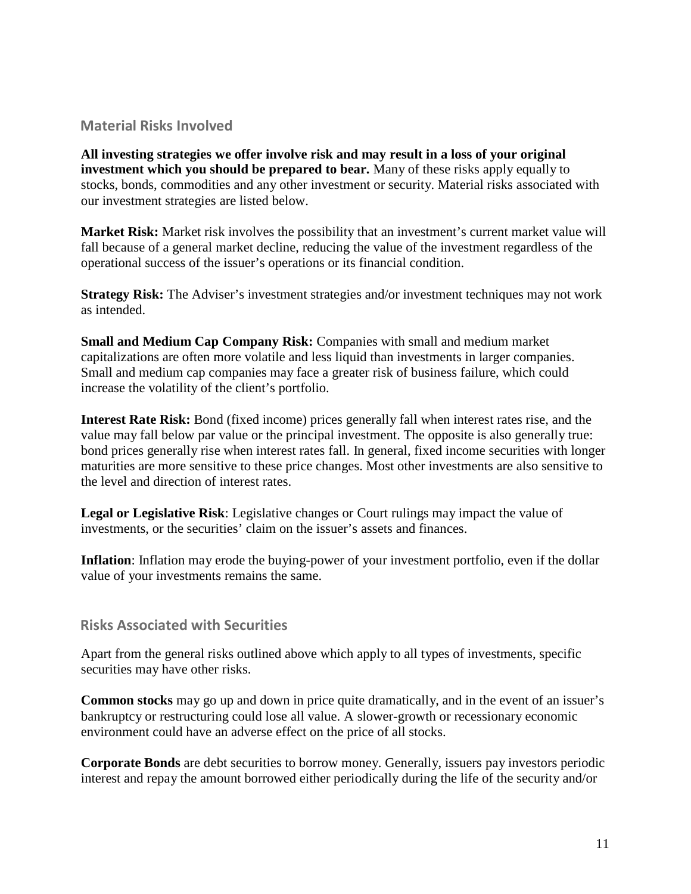## Material Risks Involved

**All investing strategies we offer involve risk and may result in a loss of your original investment which you should be prepared to bear.** Many of these risks apply equally to stocks, bonds, commodities and any other investment or security. Material risks associated with our investment strategies are listed below.

**Market Risk:** Market risk involves the possibility that an investment's current market value will fall because of a general market decline, reducing the value of the investment regardless of the operational success of the issuer's operations or its financial condition.

**Strategy Risk:** The Adviser's investment strategies and/or investment techniques may not work as intended.

**Small and Medium Cap Company Risk:** Companies with small and medium market capitalizations are often more volatile and less liquid than investments in larger companies. Small and medium cap companies may face a greater risk of business failure, which could increase the volatility of the client's portfolio.

**Interest Rate Risk:** Bond (fixed income) prices generally fall when interest rates rise, and the value may fall below par value or the principal investment. The opposite is also generally true: bond prices generally rise when interest rates fall. In general, fixed income securities with longer maturities are more sensitive to these price changes. Most other investments are also sensitive to the level and direction of interest rates.

**Legal or Legislative Risk**: Legislative changes or Court rulings may impact the value of investments, or the securities' claim on the issuer's assets and finances.

**Inflation**: Inflation may erode the buying-power of your investment portfolio, even if the dollar value of your investments remains the same.

## Risks Associated with Securities

Apart from the general risks outlined above which apply to all types of investments, specific securities may have other risks.

**Common stocks** may go up and down in price quite dramatically, and in the event of an issuer's bankruptcy or restructuring could lose all value. A slower-growth or recessionary economic environment could have an adverse effect on the price of all stocks.

**Corporate Bonds** are debt securities to borrow money. Generally, issuers pay investors periodic interest and repay the amount borrowed either periodically during the life of the security and/or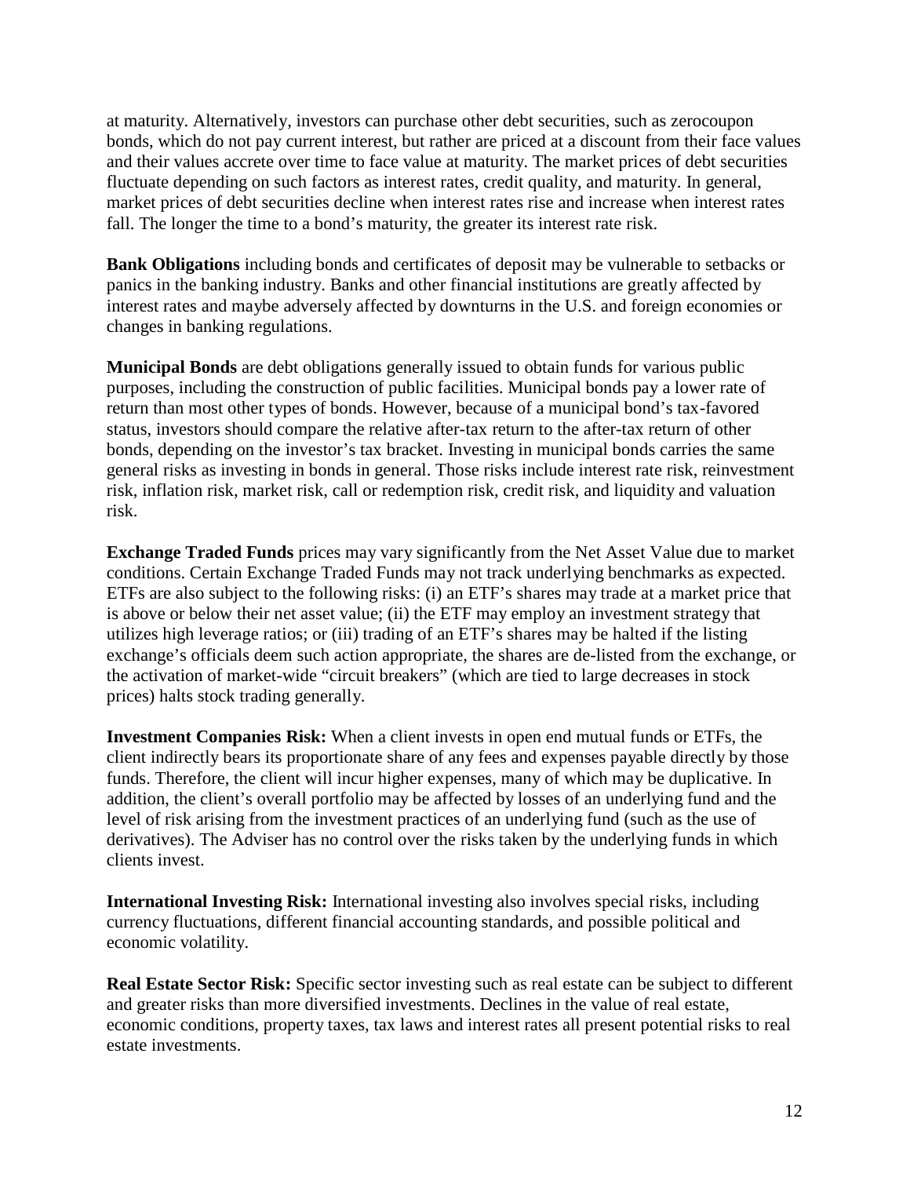at maturity. Alternatively, investors can purchase other debt securities, such as zerocoupon bonds, which do not pay current interest, but rather are priced at a discount from their face values and their values accrete over time to face value at maturity. The market prices of debt securities fluctuate depending on such factors as interest rates, credit quality, and maturity. In general, market prices of debt securities decline when interest rates rise and increase when interest rates fall. The longer the time to a bond's maturity, the greater its interest rate risk.

**Bank Obligations** including bonds and certificates of deposit may be vulnerable to setbacks or panics in the banking industry. Banks and other financial institutions are greatly affected by interest rates and maybe adversely affected by downturns in the U.S. and foreign economies or changes in banking regulations.

**Municipal Bonds** are debt obligations generally issued to obtain funds for various public purposes, including the construction of public facilities. Municipal bonds pay a lower rate of return than most other types of bonds. However, because of a municipal bond's tax-favored status, investors should compare the relative after-tax return to the after-tax return of other bonds, depending on the investor's tax bracket. Investing in municipal bonds carries the same general risks as investing in bonds in general. Those risks include interest rate risk, reinvestment risk, inflation risk, market risk, call or redemption risk, credit risk, and liquidity and valuation risk.

**Exchange Traded Funds** prices may vary significantly from the Net Asset Value due to market conditions. Certain Exchange Traded Funds may not track underlying benchmarks as expected. ETFs are also subject to the following risks: (i) an ETF's shares may trade at a market price that is above or below their net asset value; (ii) the ETF may employ an investment strategy that utilizes high leverage ratios; or (iii) trading of an ETF's shares may be halted if the listing exchange's officials deem such action appropriate, the shares are de-listed from the exchange, or the activation of market-wide "circuit breakers" (which are tied to large decreases in stock prices) halts stock trading generally.

**Investment Companies Risk:** When a client invests in open end mutual funds or ETFs, the client indirectly bears its proportionate share of any fees and expenses payable directly by those funds. Therefore, the client will incur higher expenses, many of which may be duplicative. In addition, the client's overall portfolio may be affected by losses of an underlying fund and the level of risk arising from the investment practices of an underlying fund (such as the use of derivatives). The Adviser has no control over the risks taken by the underlying funds in which clients invest.

**International Investing Risk:** International investing also involves special risks, including currency fluctuations, different financial accounting standards, and possible political and economic volatility.

**Real Estate Sector Risk:** Specific sector investing such as real estate can be subject to different and greater risks than more diversified investments. Declines in the value of real estate, economic conditions, property taxes, tax laws and interest rates all present potential risks to real estate investments.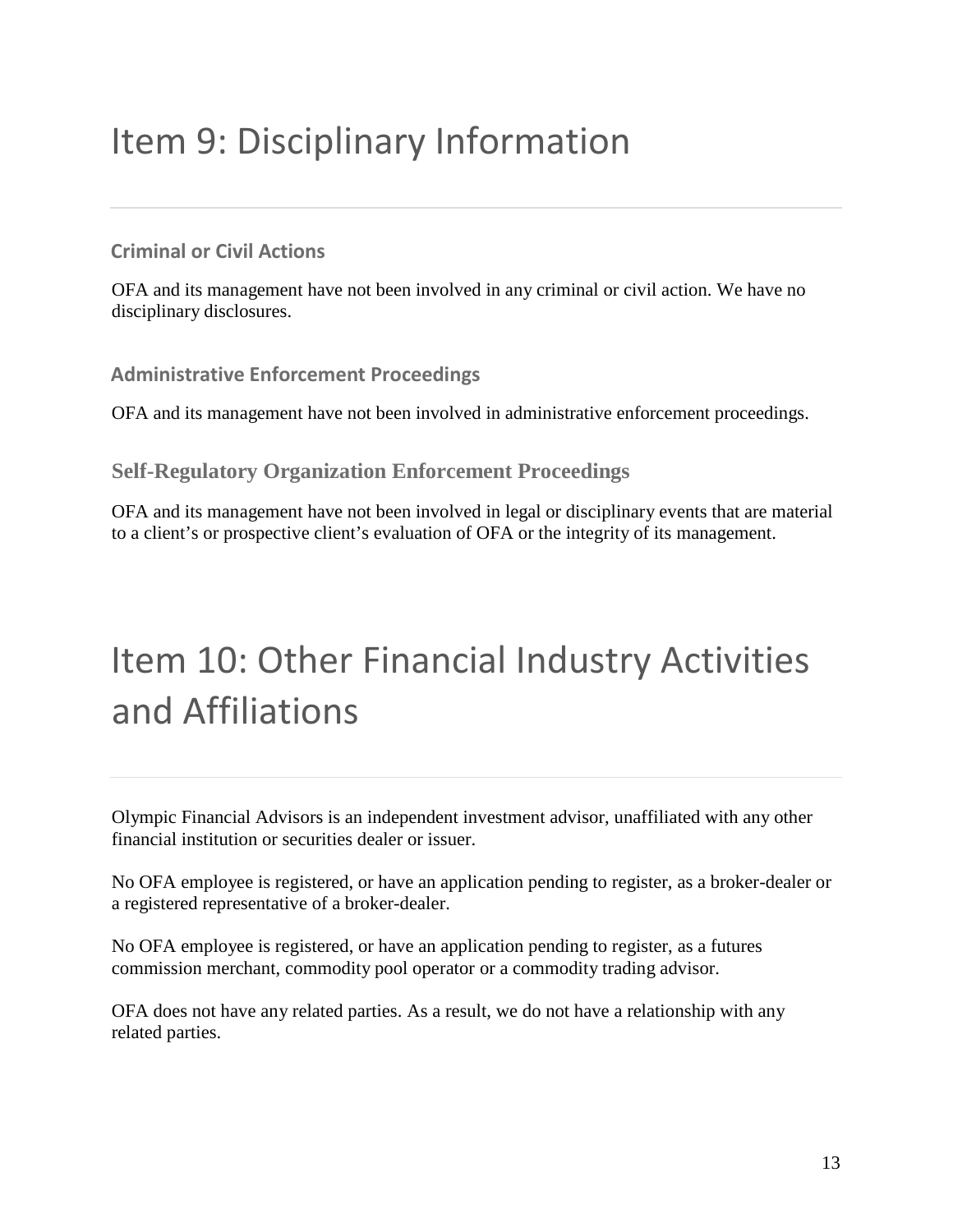# Item 9: Disciplinary Information

### Criminal or Civil Actions

OFA and its management have not been involved in any criminal or civil action. We have no disciplinary disclosures.

### Administrative Enforcement Proceedings

OFA and its management have not been involved in administrative enforcement proceedings.

### Self-Regulatory Organization Enforcement Proceedings

OFA and its management have not been involved in legal or disciplinary events that are material to a client's or prospective client's evaluation of OFA or the integrity of its management.

# Item 10: Other Financial Industry Activities and Affiliations

Olympic Financial Advisors is an independent investment advisor, unaffiliated with any other financial institution or securities dealer or issuer.

No OFA employee is registered, or have an application pending to register, as a broker-dealer or a registered representative of a broker-dealer.

No OFA employee is registered, or have an application pending to register, as a futures commission merchant, commodity pool operator or a commodity trading advisor.

OFA does not have any related parties. As a result, we do not have a relationship with any related parties.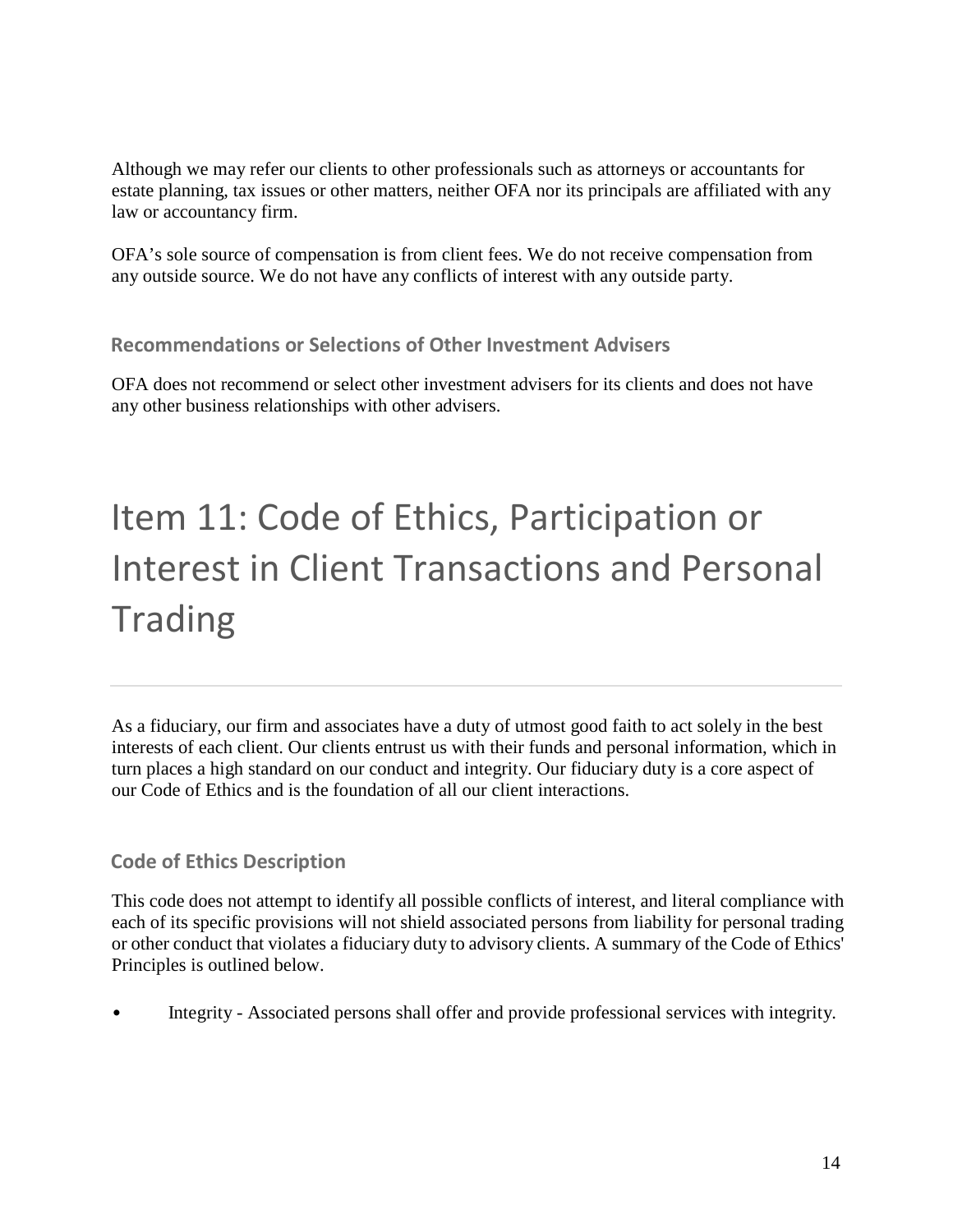Although we may refer our clients to other professionals such as attorneys or accountants for estate planning, tax issues or other matters, neither OFA nor its principals are affiliated with any law or accountancy firm.

OFA's sole source of compensation is from client fees. We do not receive compensation from any outside source. We do not have any conflicts of interest with any outside party.

### Recommendations or Selections of Other Investment Advisers

OFA does not recommend or select other investment advisers for its clients and does not have any other business relationships with other advisers.

# Item 11: Code of Ethics, Participation or Interest in Client Transactions and Personal Trading

As a fiduciary, our firm and associates have a duty of utmost good faith to act solely in the best interests of each client. Our clients entrust us with their funds and personal information, which in turn places a high standard on our conduct and integrity. Our fiduciary duty is a core aspect of our Code of Ethics and is the foundation of all our client interactions.

### Code of Ethics Description

This code does not attempt to identify all possible conflicts of interest, and literal compliance with each of its specific provisions will not shield associated persons from liability for personal trading or other conduct that violates a fiduciary duty to advisory clients. A summary of the Code of Ethics' Principles is outlined below.

- Integrity - Associated persons shall offer and provide professional services with integrity.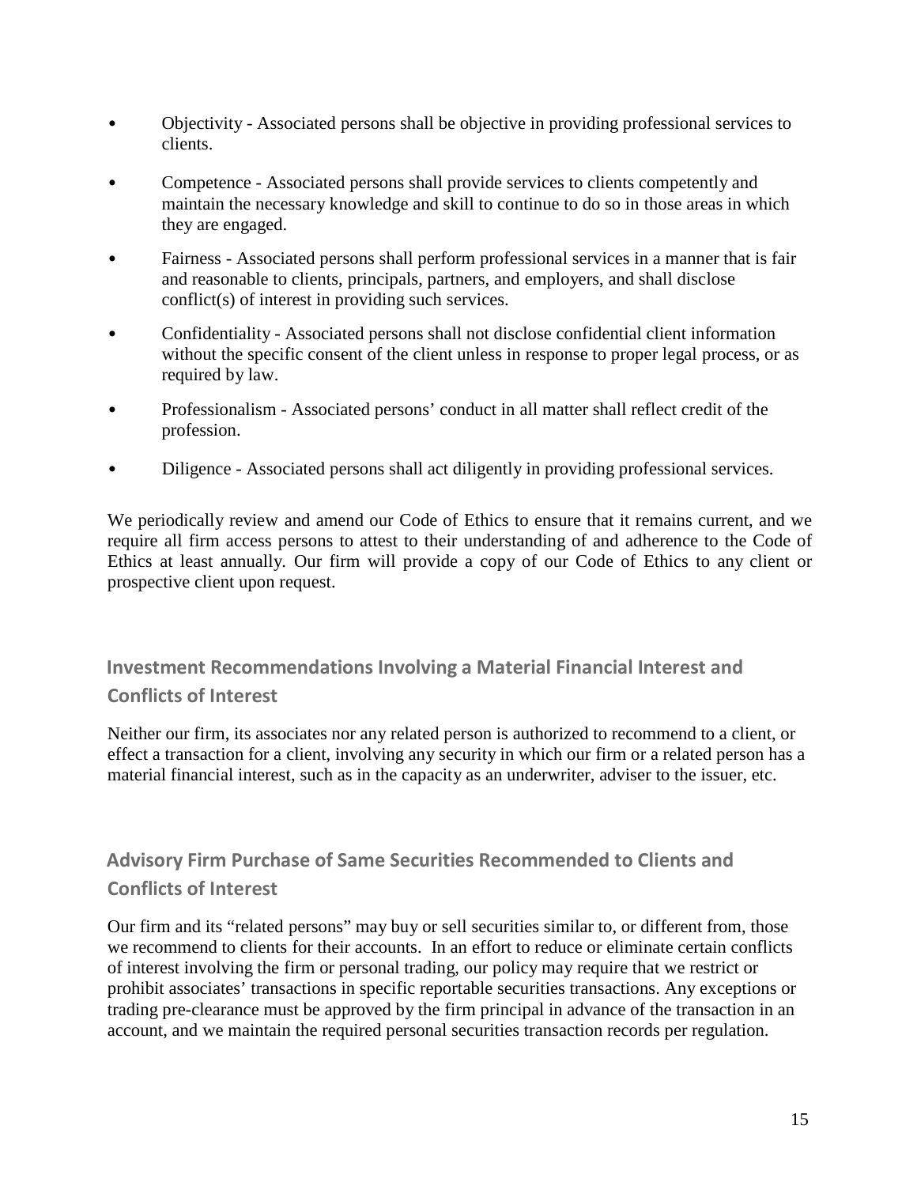- Objectivity - Associated persons shall be objective in providing professional services to clients.
- Competence - Associated persons shall provide services to clients competently and maintain the necessary knowledge and skill to continue to do so in those areas in which they are engaged.
- Fairness - Associated persons shall perform professional services in a manner that is fair and reasonable to clients, principals, partners, and employers, and shall disclose conflict(s) of interest in providing such services.
- Confidentiality - Associated persons shall not disclose confidential client information without the specific consent of the client unless in response to proper legal process, or as required by law.
- Professionalism - Associated persons' conduct in all matter shall reflect credit of the profession.
- Diligence - Associated persons shall act diligently in providing professional services.

We periodically review and amend our Code of Ethics to ensure that it remains current, and we require all firm access persons to attest to their understanding of and adherence to the Code of Ethics at least annually. Our firm will provide a copy of our Code of Ethics to any client or prospective client upon request.

## Investment Recommendations Involving a Material Financial Interest and Conflicts of Interest

Neither our firm, its associates nor any related person is authorized to recommend to a client, or effect a transaction for a client, involving any security in which our firm or a related person has a material financial interest, such as in the capacity as an underwriter, adviser to the issuer, etc.

## Advisory Firm Purchase of Same Securities Recommended to Clients and Conflicts of Interest

Our firm and its "related persons" may buy or sell securities similar to, or different from, those we recommend to clients for their accounts. In an effort to reduce or eliminate certain conflicts of interest involving the firm or personal trading, our policy may require that we restrict or prohibit associates' transactions in specific reportable securities transactions. Any exceptions or trading pre-clearance must be approved by the firm principal in advance of the transaction in an account, and we maintain the required personal securities transaction records per regulation.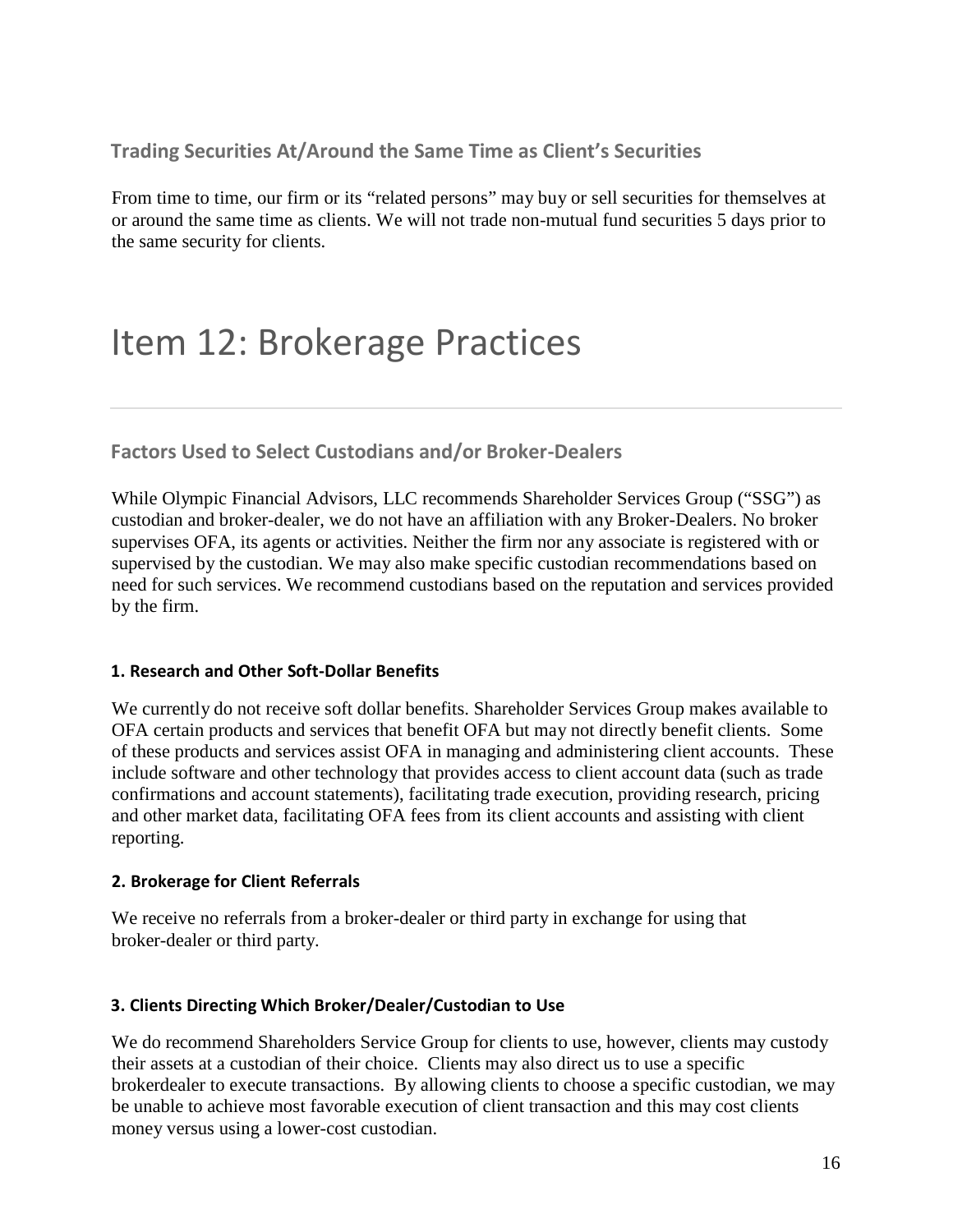### Trading Securities At/Around the Same Time as Client's Securities

From time to time, our firm or its "related persons" may buy or sell securities for themselves at or around the same time as clients. We will not trade non-mutual fund securities 5 days prior to the same security for clients.

# Item 12: Brokerage Practices

### Factors Used to Select Custodians and/or Broker-Dealers

While Olympic Financial Advisors, LLC recommends Shareholder Services Group ("SSG") as custodian and broker-dealer, we do not have an affiliation with any Broker-Dealers. No broker supervises OFA, its agents or activities. Neither the firm nor any associate is registered with or supervised by the custodian. We may also make specific custodian recommendations based on need for such services. We recommend custodians based on the reputation and services provided by the firm.

#### 1. Research and Other Soft-Dollar Benefits

We currently do not receive soft dollar benefits. Shareholder Services Group makes available to OFA certain products and services that benefit OFA but may not directly benefit clients. Some of these products and services assist OFA in managing and administering client accounts. These include software and other technology that provides access to client account data (such as trade confirmations and account statements), facilitating trade execution, providing research, pricing and other market data, facilitating OFA fees from its client accounts and assisting with client reporting.

#### 2. Brokerage for Client Referrals

We receive no referrals from a broker-dealer or third party in exchange for using that broker-dealer or third party.

#### 3. Clients Directing Which Broker/Dealer/Custodian to Use

We do recommend Shareholders Service Group for clients to use, however, clients may custody their assets at a custodian of their choice. Clients may also direct us to use a specific brokerdealer to execute transactions. By allowing clients to choose a specific custodian, we may be unable to achieve most favorable execution of client transaction and this may cost clients money versus using a lower-cost custodian.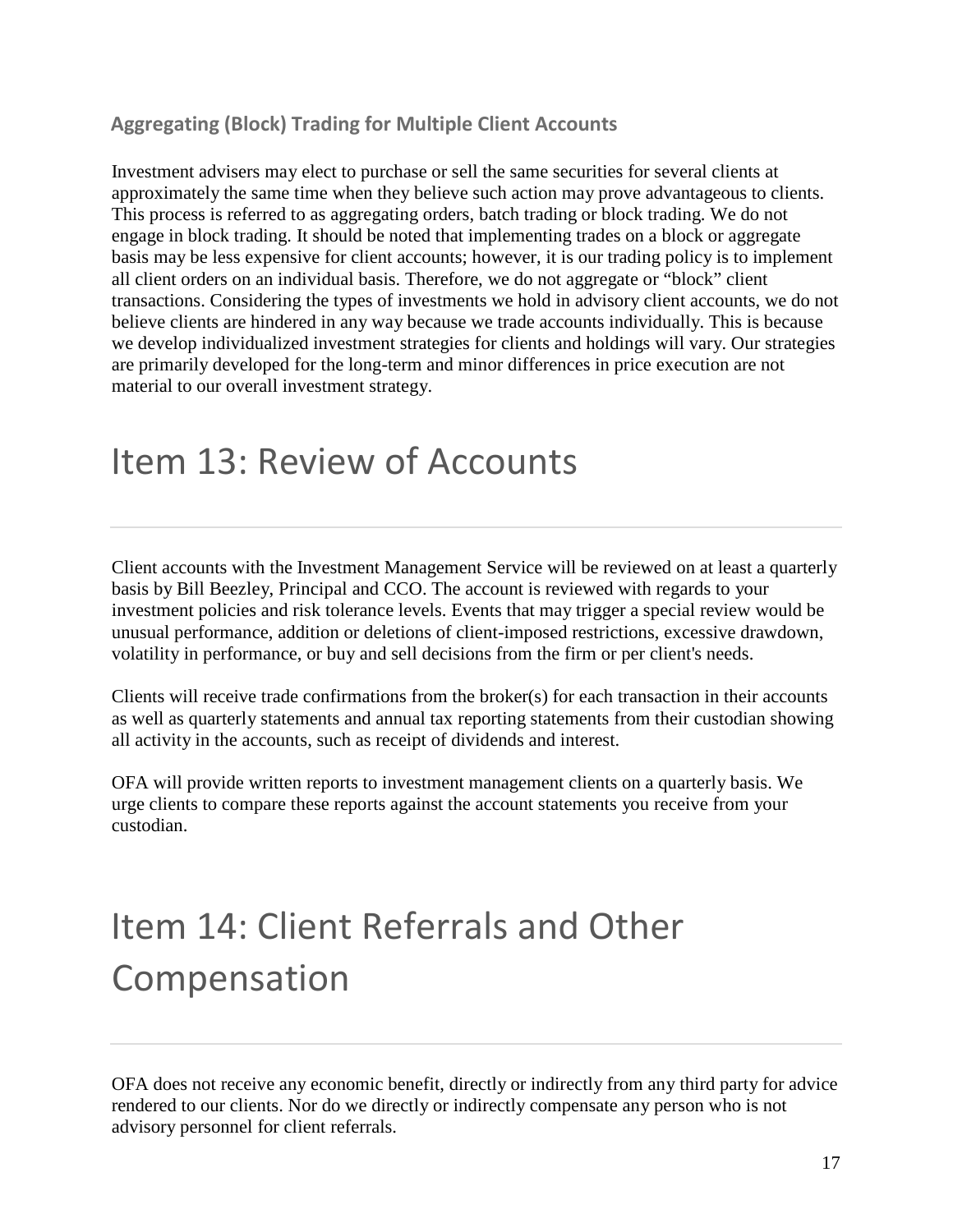### Aggregating (Block) Trading for Multiple Client Accounts

Investment advisers may elect to purchase or sell the same securities for several clients at approximately the same time when they believe such action may prove advantageous to clients. This process is referred to as aggregating orders, batch trading or block trading. We do not engage in block trading. It should be noted that implementing trades on a block or aggregate basis may be less expensive for client accounts; however, it is our trading policy is to implement all client orders on an individual basis. Therefore, we do not aggregate or "block" client transactions. Considering the types of investments we hold in advisory client accounts, we do not believe clients are hindered in any way because we trade accounts individually. This is because we develop individualized investment strategies for clients and holdings will vary. Our strategies are primarily developed for the long-term and minor differences in price execution are not material to our overall investment strategy.

# Item 13: Review of Accounts

Client accounts with the Investment Management Service will be reviewed on at least a quarterly basis by Bill Beezley, Principal and CCO. The account is reviewed with regards to your investment policies and risk tolerance levels. Events that may trigger a special review would be unusual performance, addition or deletions of client-imposed restrictions, excessive drawdown, volatility in performance, or buy and sell decisions from the firm or per client's needs.

Clients will receive trade confirmations from the broker(s) for each transaction in their accounts as well as quarterly statements and annual tax reporting statements from their custodian showing all activity in the accounts, such as receipt of dividends and interest.

OFA will provide written reports to investment management clients on a quarterly basis. We urge clients to compare these reports against the account statements you receive from your custodian.

# Item 14: Client Referrals and Other Compensation

OFA does not receive any economic benefit, directly or indirectly from any third party for advice rendered to our clients. Nor do we directly or indirectly compensate any person who is not advisory personnel for client referrals.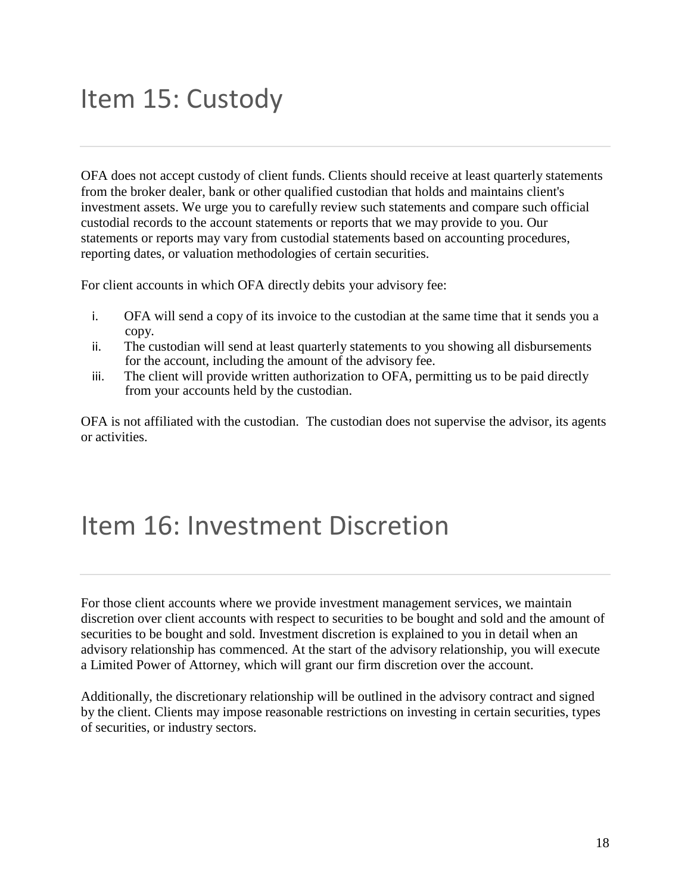# Item 15: Custody

OFA does not accept custody of client funds. Clients should receive at least quarterly statements from the broker dealer, bank or other qualified custodian that holds and maintains client's investment assets. We urge you to carefully review such statements and compare such official custodial records to the account statements or reports that we may provide to you. Our statements or reports may vary from custodial statements based on accounting procedures, reporting dates, or valuation methodologies of certain securities.

For client accounts in which OFA directly debits your advisory fee:

i. OFA will send a copy of its invoice to the custodian at the same time that it sends you a copy.
ii. The custodian will send at least quarterly statements to you showing all disbursements for the account, including the amount of the advisory fee.
iii. The client will provide written authorization to OFA, permitting us to be paid directly from your accounts held by the custodian.

OFA is not affiliated with the custodian. The custodian does not supervise the advisor, its agents or activities.

# Item 16: Investment Discretion

For those client accounts where we provide investment management services, we maintain discretion over client accounts with respect to securities to be bought and sold and the amount of securities to be bought and sold. Investment discretion is explained to you in detail when an advisory relationship has commenced. At the start of the advisory relationship, you will execute a Limited Power of Attorney, which will grant our firm discretion over the account.

Additionally, the discretionary relationship will be outlined in the advisory contract and signed by the client. Clients may impose reasonable restrictions on investing in certain securities, types of securities, or industry sectors.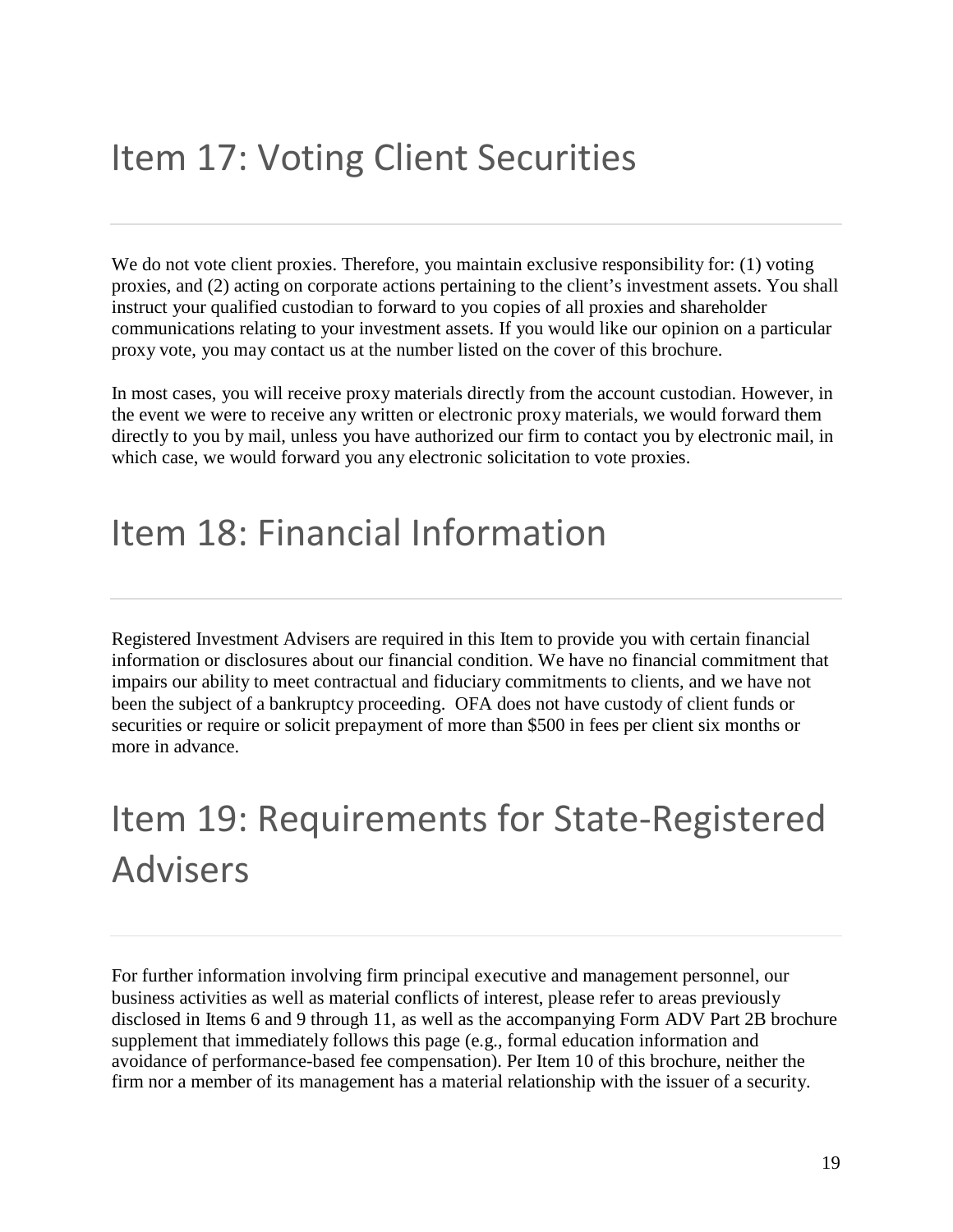# Item 17: Voting Client Securities

We do not vote client proxies. Therefore, you maintain exclusive responsibility for: (1) voting proxies, and (2) acting on corporate actions pertaining to the client's investment assets. You shall instruct your qualified custodian to forward to you copies of all proxies and shareholder communications relating to your investment assets. If you would like our opinion on a particular proxy vote, you may contact us at the number listed on the cover of this brochure.

In most cases, you will receive proxy materials directly from the account custodian. However, in the event we were to receive any written or electronic proxy materials, we would forward them directly to you by mail, unless you have authorized our firm to contact you by electronic mail, in which case, we would forward you any electronic solicitation to vote proxies.

# Item 18: Financial Information

Registered Investment Advisers are required in this Item to provide you with certain financial information or disclosures about our financial condition. We have no financial commitment that impairs our ability to meet contractual and fiduciary commitments to clients, and we have not been the subject of a bankruptcy proceeding. OFA does not have custody of client funds or securities or require or solicit prepayment of more than $500 in fees per client six months or more in advance.

# Item 19: Requirements for State-Registered Advisers

For further information involving firm principal executive and management personnel, our business activities as well as material conflicts of interest, please refer to areas previously disclosed in Items 6 and 9 through 11, as well as the accompanying Form ADV Part 2B brochure supplement that immediately follows this page (e.g., formal education information and avoidance of performance-based fee compensation). Per Item 10 of this brochure, neither the firm nor a member of its management has a material relationship with the issuer of a security.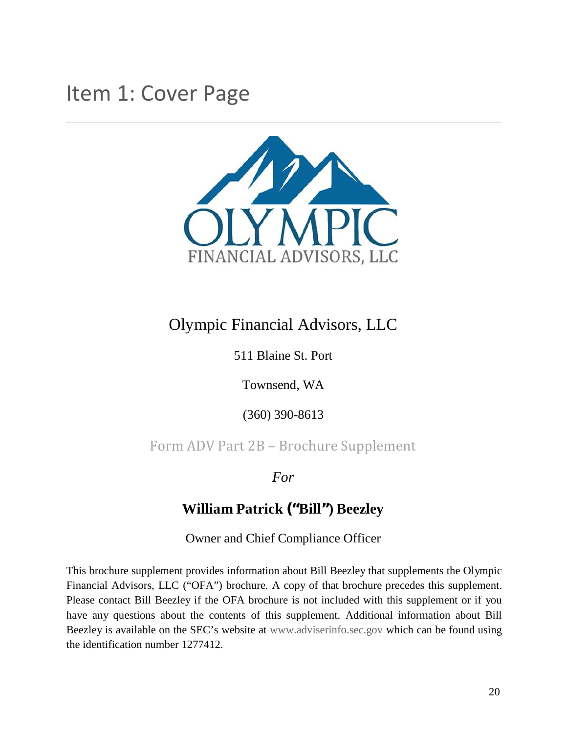# Item 1: Cover Page

OLYMPIC

FINANCIAL ADVISORS, LLC

Olympic Financial Advisors, LLC

511 Blaine St. Port

Townsend, WA

(360) 390-8613

Form ADV Part 2B – Brochure Supplement

*For*

**William Patrick ("Bill") Beezley**

Owner and Chief Compliance Officer

This brochure supplement provides information about Bill Beezley that supplements the Olympic Financial Advisors, LLC ("OFA") brochure. A copy of that brochure precedes this supplement. Please contact Bill Beezley if the OFA brochure is not included with this supplement or if you have any questions about the contents of this supplement. Additional information about Bill Beezley is available on the SEC's website at www.adviserinfo.sec.gov which can be found using the identification number 1277412.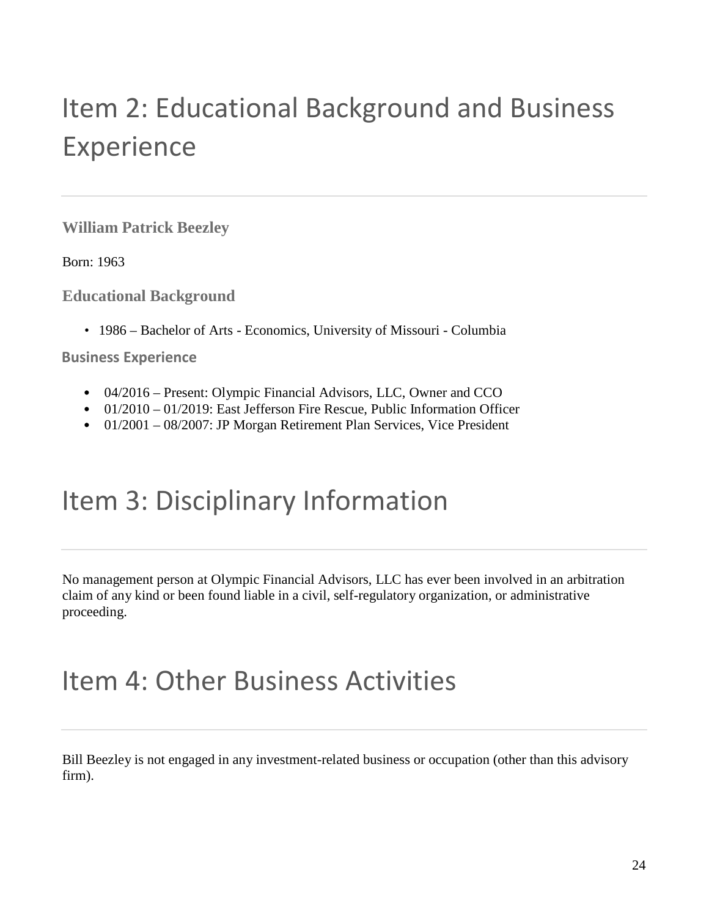# Item 2: Educational Background and Business Experience

### William Patrick Beezley

Born: 1963

### Educational Background

- 1986 – Bachelor of Arts - Economics, University of Missouri - Columbia

### Business Experience

- 04/2016 – Present: Olympic Financial Advisors, LLC, Owner and CCO
- 01/2010 – 01/2019: East Jefferson Fire Rescue, Public Information Officer
- 01/2001 – 08/2007: JP Morgan Retirement Plan Services, Vice President

# Item 3: Disciplinary Information

No management person at Olympic Financial Advisors, LLC has ever been involved in an arbitration claim of any kind or been found liable in a civil, self-regulatory organization, or administrative proceeding.

# Item 4: Other Business Activities

Bill Beezley is not engaged in any investment-related business or occupation (other than this advisory firm).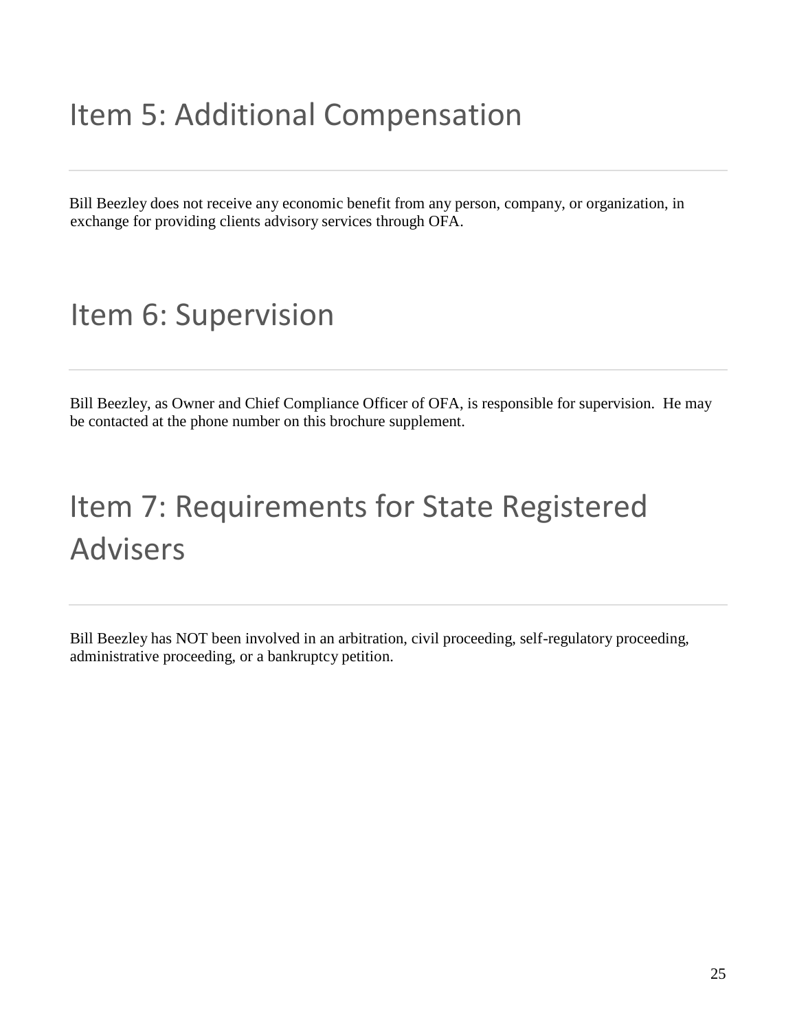## Item 5: Additional Compensation

Bill Beezley does not receive any economic benefit from any person, company, or organization, in exchange for providing clients advisory services through OFA.

## Item 6: Supervision

Bill Beezley, as Owner and Chief Compliance Officer of OFA, is responsible for supervision. He may be contacted at the phone number on this brochure supplement.

## Item 7: Requirements for State Registered Advisers

Bill Beezley has NOT been involved in an arbitration, civil proceeding, self-regulatory proceeding, administrative proceeding, or a bankruptcy petition.